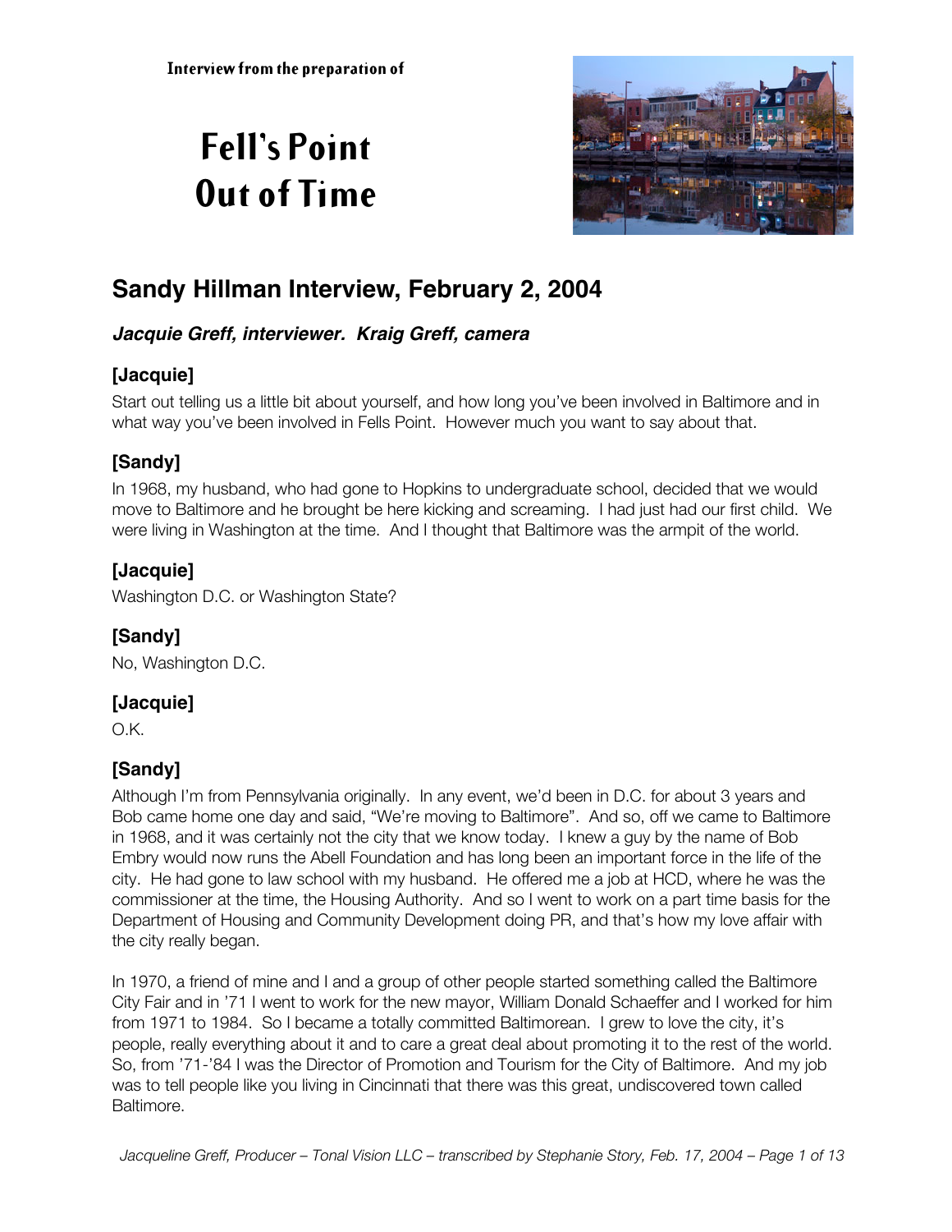Interview from the preparation of

# Fell's Point Out of Time

## Sandy Hillman Interview, February 2, 2004

### *Jacquie Greff, interviewer. Kraig Greff, camera*

### [Jacquie]

Start out telling us a little bit about yourself, and how long you've been involved in Baltimore and in what way you've been involved in Fells Point. However much you want to say about that.

### [Sandy]

In 1968, my husband, who had gone to Hopkins to undergraduate school, decided that we would move to Baltimore and he brought be here kicking and screaming. I had just had our first child. We were living in Washington at the time. And I thought that Baltimore was the armpit of the world.

### [Jacquie]

Washington D.C. or Washington State?

### [Sandy]

No, Washington D.C.

### [Jacquie]

O.K.

### [Sandy]

Although I'm from Pennsylvania originally. In any event, we'd been in D.C. for about 3 years and Bob came home one day and said, "We're moving to Baltimore". And so, off we came to Baltimore in 1968, and it was certainly not the city that we know today. I knew a guy by the name of Bob Embry would now runs the Abell Foundation and has long been an important force in the life of the city. He had gone to law school with my husband. He offered me a job at HCD, where he was the commissioner at the time, the Housing Authority. And so I went to work on a part time basis for the Department of Housing and Community Development doing PR, and that's how my love affair with the city really began.

In 1970, a friend of mine and I and a group of other people started something called the Baltimore City Fair and in '71 I went to work for the new mayor, William Donald Schaeffer and I worked for him from 1971 to 1984. So I became a totally committed Baltimorean. I grew to love the city, it's people, really everything about it and to care a great deal about promoting it to the rest of the world. So, from '71-'84 I was the Director of Promotion and Tourism for the City of Baltimore. And my job was to tell people like you living in Cincinnati that there was this great, undiscovered town called Baltimore.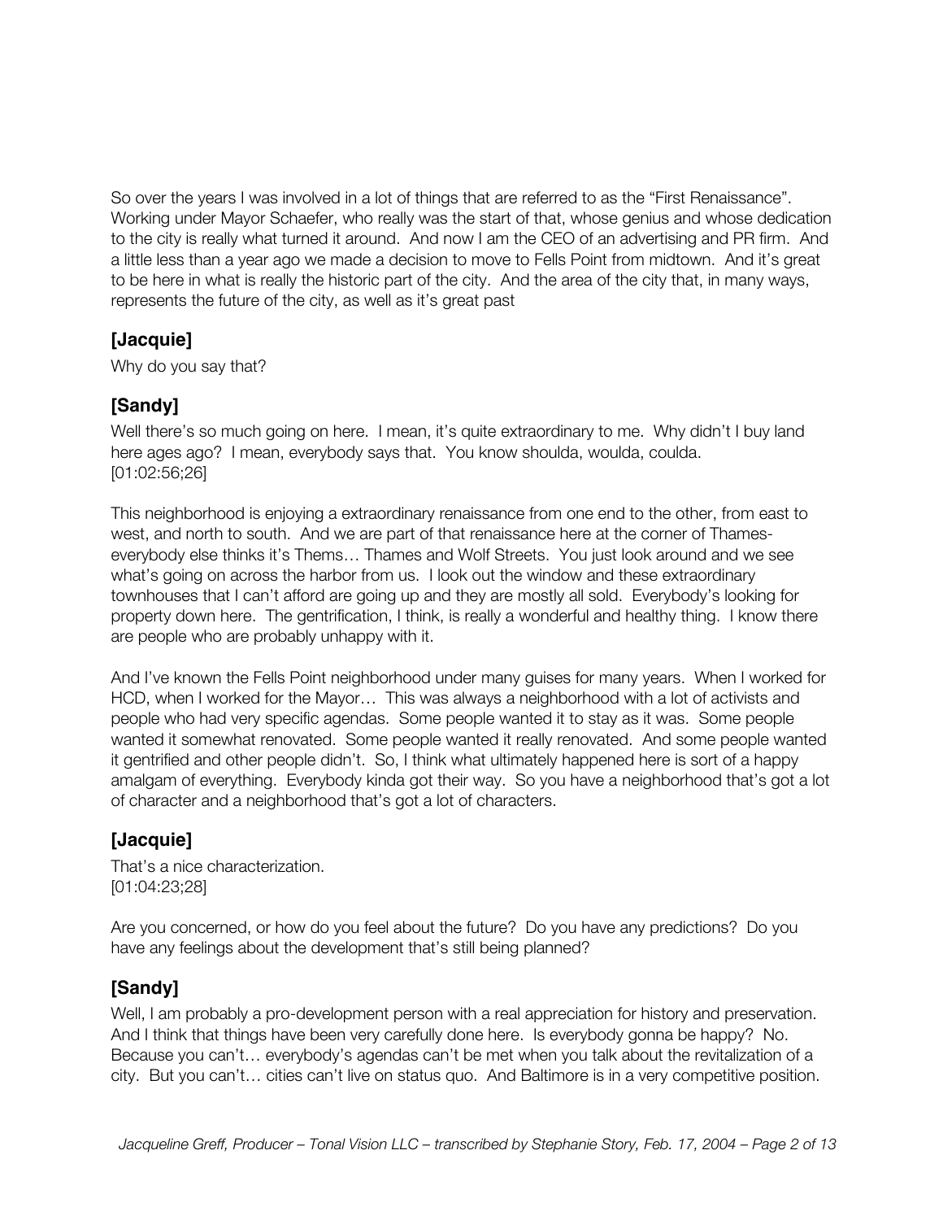So over the years I was involved in a lot of things that are referred to as the "First Renaissance". Working under Mayor Schaefer, who really was the start of that, whose genius and whose dedication to the city is really what turned it around. And now I am the CEO of an advertising and PR firm. And a little less than a year ago we made a decision to move to Fells Point from midtown. And it's great to be here in what is really the historic part of the city. And the area of the city that, in many ways, represents the future of the city, as well as it's great past

## [Jacquie]

Why do you say that?

## [Sandy]

Well there's so much going on here. I mean, it's quite extraordinary to me. Why didn't I buy land here ages ago? I mean, everybody says that. You know shoulda, woulda, coulda.
[01:02:56;26]

This neighborhood is enjoying a extraordinary renaissance from one end to the other, from east to west, and north to south. And we are part of that renaissance here at the corner of Thames- everybody else thinks it's Thems… Thames and Wolf Streets. You just look around and we see what's going on across the harbor from us. I look out the window and these extraordinary townhouses that I can't afford are going up and they are mostly all sold. Everybody's looking for property down here. The gentrification, I think, is really a wonderful and healthy thing. I know there are people who are probably unhappy with it.

And I've known the Fells Point neighborhood under many guises for many years. When I worked for HCD, when I worked for the Mayor… This was always a neighborhood with a lot of activists and people who had very specific agendas. Some people wanted it to stay as it was. Some people wanted it somewhat renovated. Some people wanted it really renovated. And some people wanted it gentrified and other people didn't. So, I think what ultimately happened here is sort of a happy amalgam of everything. Everybody kinda got their way. So you have a neighborhood that's got a lot of character and a neighborhood that's got a lot of characters.

## [Jacquie]

That's a nice characterization.
[01:04:23;28]

Are you concerned, or how do you feel about the future? Do you have any predictions? Do you have any feelings about the development that's still being planned?

## [Sandy]

Well, I am probably a pro-development person with a real appreciation for history and preservation. And I think that things have been very carefully done here. Is everybody gonna be happy? No. Because you can't… everybody's agendas can't be met when you talk about the revitalization of a city. But you can't… cities can't live on status quo. And Baltimore is in a very competitive position.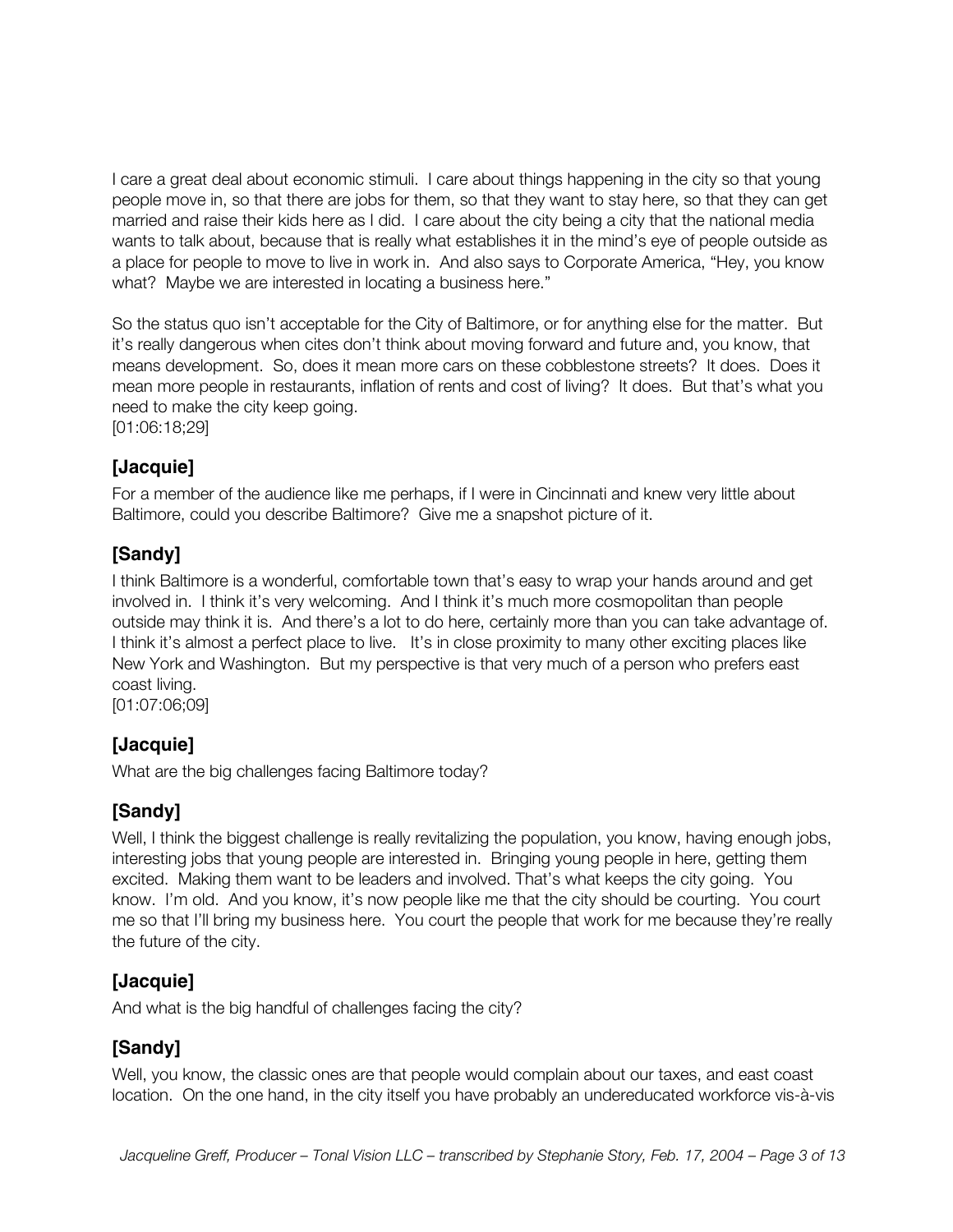I care a great deal about economic stimuli. I care about things happening in the city so that young people move in, so that there are jobs for them, so that they want to stay here, so that they can get married and raise their kids here as I did. I care about the city being a city that the national media wants to talk about, because that is really what establishes it in the mind's eye of people outside as a place for people to move to live in work in. And also says to Corporate America, "Hey, you know what? Maybe we are interested in locating a business here."

So the status quo isn't acceptable for the City of Baltimore, or for anything else for the matter. But it's really dangerous when cites don't think about moving forward and future and, you know, that means development. So, does it mean more cars on these cobblestone streets? It does. Does it mean more people in restaurants, inflation of rents and cost of living? It does. But that's what you need to make the city keep going.
[01:06:18;29]

## [Jacquie]

For a member of the audience like me perhaps, if I were in Cincinnati and knew very little about Baltimore, could you describe Baltimore? Give me a snapshot picture of it.

## [Sandy]

I think Baltimore is a wonderful, comfortable town that's easy to wrap your hands around and get involved in. I think it's very welcoming. And I think it's much more cosmopolitan than people outside may think it is. And there's a lot to do here, certainly more than you can take advantage of. I think it's almost a perfect place to live. It's in close proximity to many other exciting places like New York and Washington. But my perspective is that very much of a person who prefers east coast living.
[01:07:06;09]

## [Jacquie]

What are the big challenges facing Baltimore today?

## [Sandy]

Well, I think the biggest challenge is really revitalizing the population, you know, having enough jobs, interesting jobs that young people are interested in. Bringing young people in here, getting them excited. Making them want to be leaders and involved. That's what keeps the city going. You know. I'm old. And you know, it's now people like me that the city should be courting. You court me so that I'll bring my business here. You court the people that work for me because they're really the future of the city.

## [Jacquie]

And what is the big handful of challenges facing the city?

## [Sandy]

Well, you know, the classic ones are that people would complain about our taxes, and east coast location. On the one hand, in the city itself you have probably an undereducated workforce vis-à-vis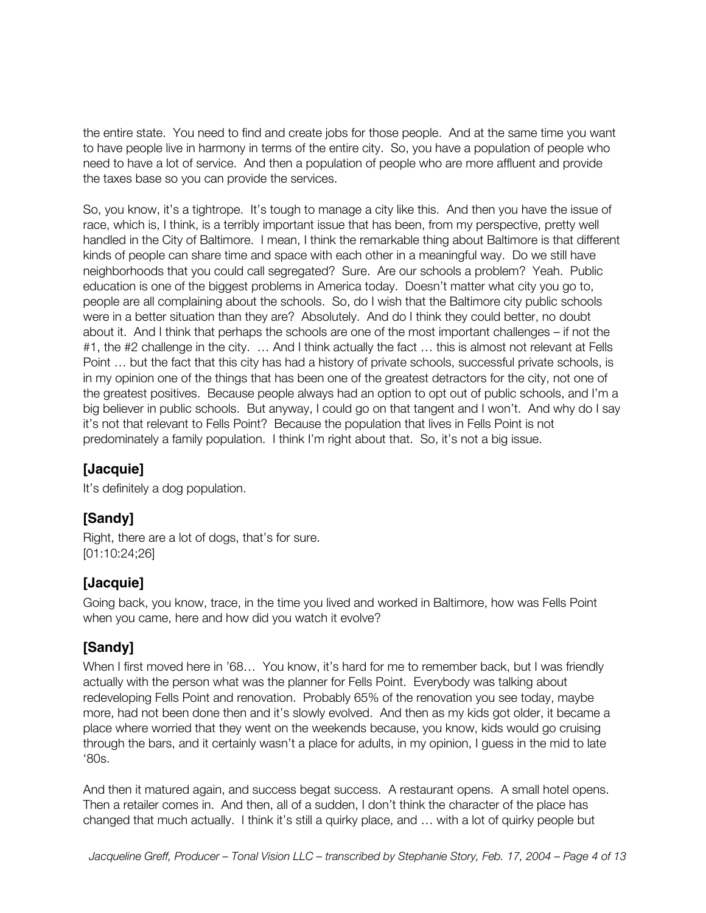the entire state. You need to find and create jobs for those people. And at the same time you want to have people live in harmony in terms of the entire city. So, you have a population of people who need to have a lot of service. And then a population of people who are more affluent and provide the taxes base so you can provide the services.

So, you know, it's a tightrope. It's tough to manage a city like this. And then you have the issue of race, which is, I think, is a terribly important issue that has been, from my perspective, pretty well handled in the City of Baltimore. I mean, I think the remarkable thing about Baltimore is that different kinds of people can share time and space with each other in a meaningful way. Do we still have neighborhoods that you could call segregated? Sure. Are our schools a problem? Yeah. Public education is one of the biggest problems in America today. Doesn't matter what city you go to, people are all complaining about the schools. So, do I wish that the Baltimore city public schools were in a better situation than they are? Absolutely. And do I think they could better, no doubt about it. And I think that perhaps the schools are one of the most important challenges – if not the #1, the #2 challenge in the city. … And I think actually the fact … this is almost not relevant at Fells Point … but the fact that this city has had a history of private schools, successful private schools, is in my opinion one of the things that has been one of the greatest detractors for the city, not one of the greatest positives. Because people always had an option to opt out of public schools, and I'm a big believer in public schools. But anyway, I could go on that tangent and I won't. And why do I say it's not that relevant to Fells Point? Because the population that lives in Fells Point is not predominately a family population. I think I'm right about that. So, it's not a big issue.

### [Jacquie]

It's definitely a dog population.

### [Sandy]

Right, there are a lot of dogs, that's for sure.
[01:10:24;26]

### [Jacquie]

Going back, you know, trace, in the time you lived and worked in Baltimore, how was Fells Point when you came, here and how did you watch it evolve?

### [Sandy]

When I first moved here in '68… You know, it's hard for me to remember back, but I was friendly actually with the person what was the planner for Fells Point. Everybody was talking about redeveloping Fells Point and renovation. Probably 65% of the renovation you see today, maybe more, had not been done then and it's slowly evolved. And then as my kids got older, it became a place where worried that they went on the weekends because, you know, kids would go cruising through the bars, and it certainly wasn't a place for adults, in my opinion, I guess in the mid to late '80s.

And then it matured again, and success begat success. A restaurant opens. A small hotel opens. Then a retailer comes in. And then, all of a sudden, I don't think the character of the place has changed that much actually. I think it's still a quirky place, and … with a lot of quirky people but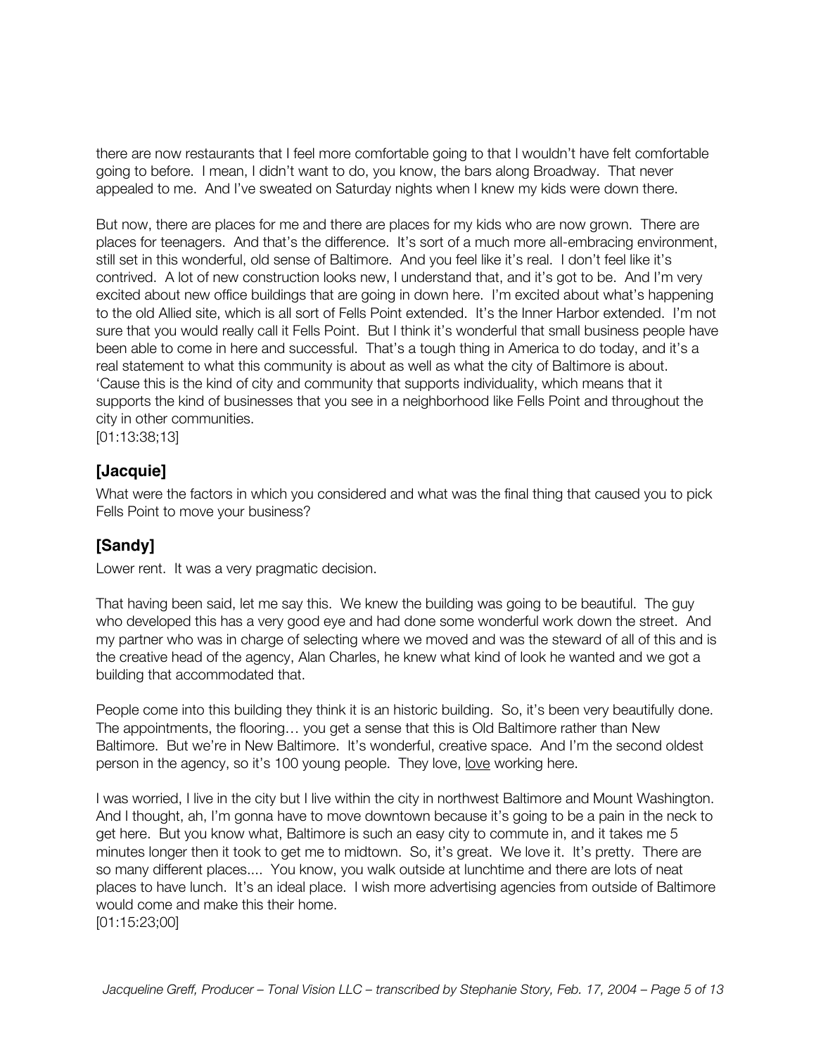there are now restaurants that I feel more comfortable going to that I wouldn't have felt comfortable going to before. I mean, I didn't want to do, you know, the bars along Broadway. That never appealed to me. And I've sweated on Saturday nights when I knew my kids were down there.

But now, there are places for me and there are places for my kids who are now grown. There are places for teenagers. And that's the difference. It's sort of a much more all-embracing environment, still set in this wonderful, old sense of Baltimore. And you feel like it's real. I don't feel like it's contrived. A lot of new construction looks new, I understand that, and it's got to be. And I'm very excited about new office buildings that are going in down here. I'm excited about what's happening to the old Allied site, which is all sort of Fells Point extended. It's the Inner Harbor extended. I'm not sure that you would really call it Fells Point. But I think it's wonderful that small business people have been able to come in here and successful. That's a tough thing in America to do today, and it's a real statement to what this community is about as well as what the city of Baltimore is about. 'Cause this is the kind of city and community that supports individuality, which means that it supports the kind of businesses that you see in a neighborhood like Fells Point and throughout the city in other communities.
[01:13:38;13]

### [Jacquie]

What were the factors in which you considered and what was the final thing that caused you to pick Fells Point to move your business?

### [Sandy]

Lower rent. It was a very pragmatic decision.

That having been said, let me say this. We knew the building was going to be beautiful. The guy who developed this has a very good eye and had done some wonderful work down the street. And my partner who was in charge of selecting where we moved and was the steward of all of this and is the creative head of the agency, Alan Charles, he knew what kind of look he wanted and we got a building that accommodated that.

People come into this building they think it is an historic building. So, it's been very beautifully done. The appointments, the flooring… you get a sense that this is Old Baltimore rather than New Baltimore. But we're in New Baltimore. It's wonderful, creative space. And I'm the second oldest person in the agency, so it's 100 young people. They love, <u>love</u> working here.

I was worried, I live in the city but I live within the city in northwest Baltimore and Mount Washington. And I thought, ah, I'm gonna have to move downtown because it's going to be a pain in the neck to get here. But you know what, Baltimore is such an easy city to commute in, and it takes me 5 minutes longer then it took to get me to midtown. So, it's great. We love it. It's pretty. There are so many different places.... You know, you walk outside at lunchtime and there are lots of neat places to have lunch. It's an ideal place. I wish more advertising agencies from outside of Baltimore would come and make this their home.
[01:15:23;00]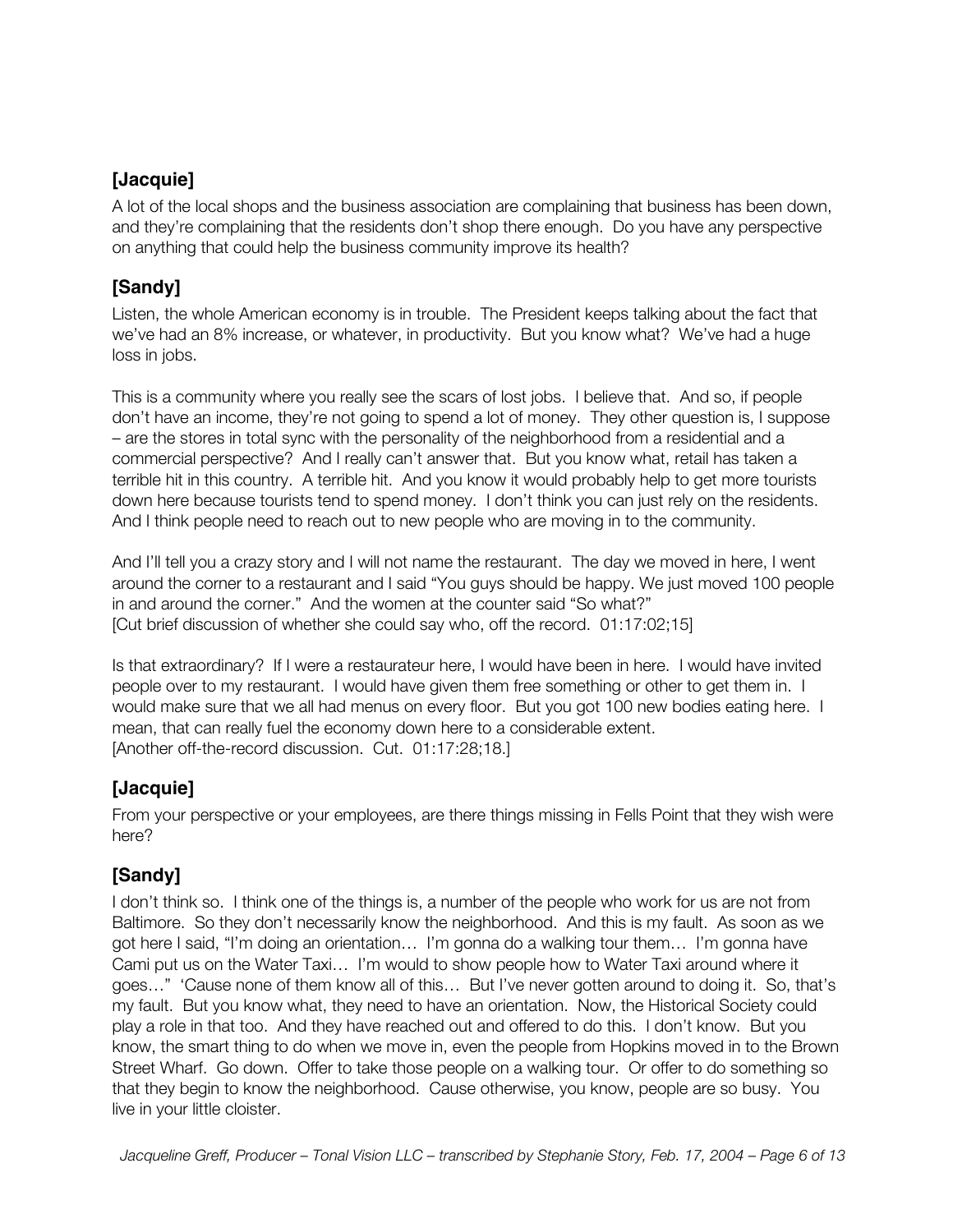## [Jacquie]

A lot of the local shops and the business association are complaining that business has been down, and they're complaining that the residents don't shop there enough. Do you have any perspective on anything that could help the business community improve its health?

## [Sandy]

Listen, the whole American economy is in trouble. The President keeps talking about the fact that we've had an 8% increase, or whatever, in productivity. But you know what? We've had a huge loss in jobs.

This is a community where you really see the scars of lost jobs. I believe that. And so, if people don't have an income, they're not going to spend a lot of money. They other question is, I suppose – are the stores in total sync with the personality of the neighborhood from a residential and a commercial perspective? And I really can't answer that. But you know what, retail has taken a terrible hit in this country. A terrible hit. And you know it would probably help to get more tourists down here because tourists tend to spend money. I don't think you can just rely on the residents. And I think people need to reach out to new people who are moving in to the community.

And I'll tell you a crazy story and I will not name the restaurant. The day we moved in here, I went around the corner to a restaurant and I said "You guys should be happy. We just moved 100 people in and around the corner." And the women at the counter said "So what?"
[Cut brief discussion of whether she could say who, off the record. 01:17:02;15]

Is that extraordinary? If I were a restaurateur here, I would have been in here. I would have invited people over to my restaurant. I would have given them free something or other to get them in. I would make sure that we all had menus on every floor. But you got 100 new bodies eating here. I mean, that can really fuel the economy down here to a considerable extent.
[Another off-the-record discussion. Cut. 01:17:28;18.]

## [Jacquie]

From your perspective or your employees, are there things missing in Fells Point that they wish were here?

## [Sandy]

I don't think so. I think one of the things is, a number of the people who work for us are not from Baltimore. So they don't necessarily know the neighborhood. And this is my fault. As soon as we got here I said, "I'm doing an orientation… I'm gonna do a walking tour them… I'm gonna have Cami put us on the Water Taxi… I'm would to show people how to Water Taxi around where it goes…" 'Cause none of them know all of this… But I've never gotten around to doing it. So, that's my fault. But you know what, they need to have an orientation. Now, the Historical Society could play a role in that too. And they have reached out and offered to do this. I don't know. But you know, the smart thing to do when we move in, even the people from Hopkins moved in to the Brown Street Wharf. Go down. Offer to take those people on a walking tour. Or offer to do something so that they begin to know the neighborhood. Cause otherwise, you know, people are so busy. You live in your little cloister.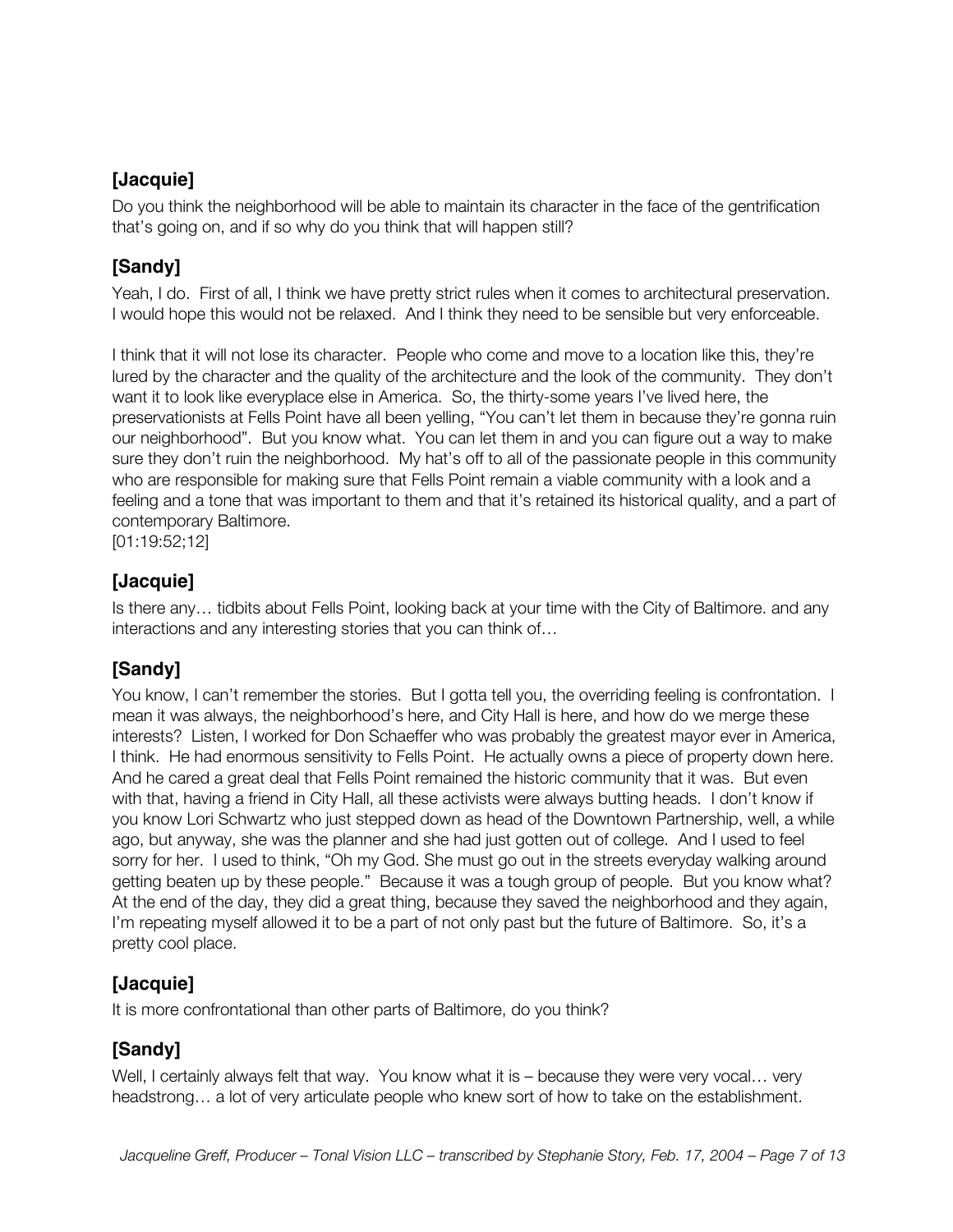**[Jacquie]**

Do you think the neighborhood will be able to maintain its character in the face of the gentrification that's going on, and if so why do you think that will happen still?

**[Sandy]**

Yeah, I do. First of all, I think we have pretty strict rules when it comes to architectural preservation. I would hope this would not be relaxed. And I think they need to be sensible but very enforceable.

I think that it will not lose its character. People who come and move to a location like this, they're lured by the character and the quality of the architecture and the look of the community. They don't want it to look like everyplace else in America. So, the thirty-some years I've lived here, the preservationists at Fells Point have all been yelling, "You can't let them in because they're gonna ruin our neighborhood". But you know what. You can let them in and you can figure out a way to make sure they don't ruin the neighborhood. My hat's off to all of the passionate people in this community who are responsible for making sure that Fells Point remain a viable community with a look and a feeling and a tone that was important to them and that it's retained its historical quality, and a part of contemporary Baltimore.
[01:19:52;12]

**[Jacquie]**

Is there any… tidbits about Fells Point, looking back at your time with the City of Baltimore. and any interactions and any interesting stories that you can think of…

**[Sandy]**

You know, I can't remember the stories. But I gotta tell you, the overriding feeling is confrontation. I mean it was always, the neighborhood's here, and City Hall is here, and how do we merge these interests? Listen, I worked for Don Schaeffer who was probably the greatest mayor ever in America, I think. He had enormous sensitivity to Fells Point. He actually owns a piece of property down here. And he cared a great deal that Fells Point remained the historic community that it was. But even with that, having a friend in City Hall, all these activists were always butting heads. I don't know if you know Lori Schwartz who just stepped down as head of the Downtown Partnership, well, a while ago, but anyway, she was the planner and she had just gotten out of college. And I used to feel sorry for her. I used to think, "Oh my God. She must go out in the streets everyday walking around getting beaten up by these people." Because it was a tough group of people. But you know what? At the end of the day, they did a great thing, because they saved the neighborhood and they again, I'm repeating myself allowed it to be a part of not only past but the future of Baltimore. So, it's a pretty cool place.

**[Jacquie]**

It is more confrontational than other parts of Baltimore, do you think?

**[Sandy]**

Well, I certainly always felt that way. You know what it is – because they were very vocal… very headstrong… a lot of very articulate people who knew sort of how to take on the establishment.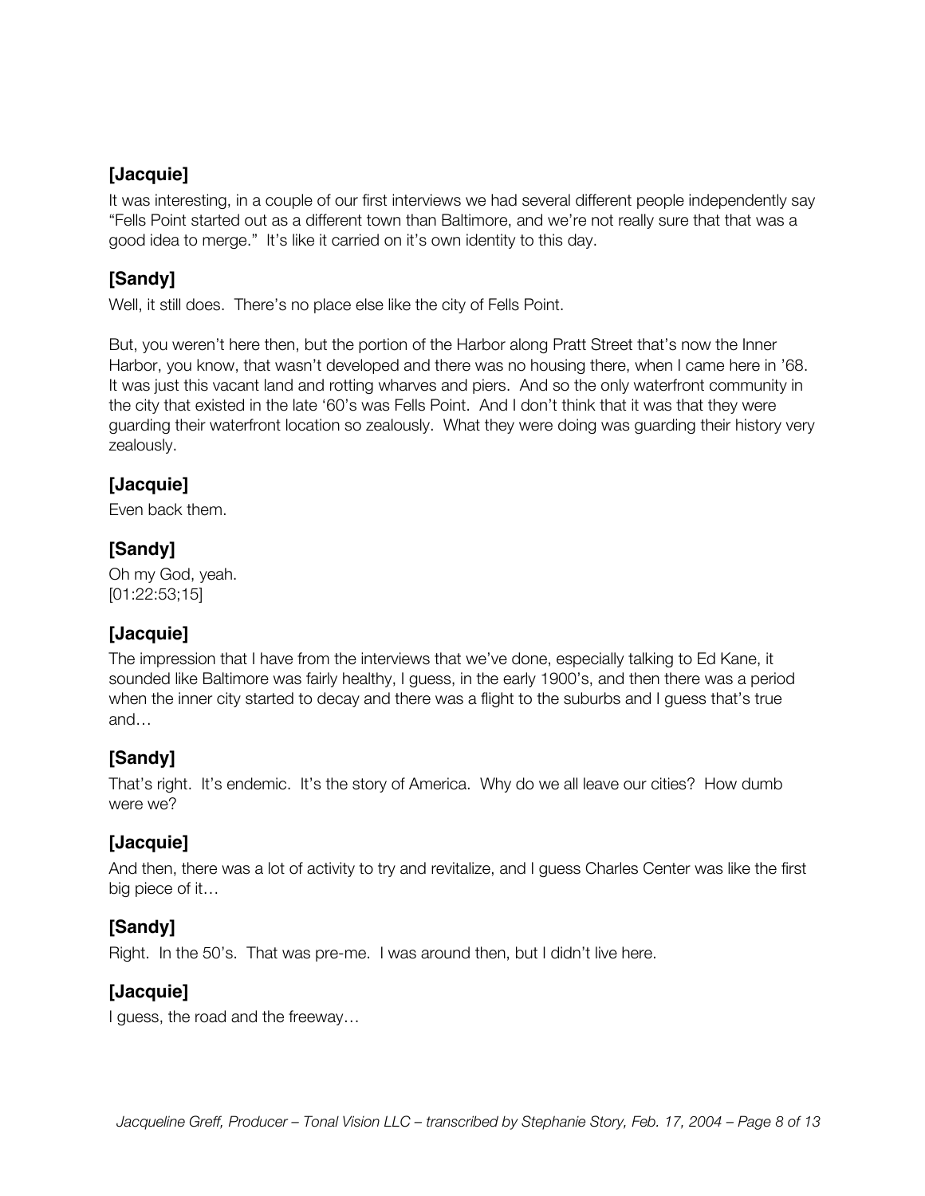**[Jacquie]**

It was interesting, in a couple of our first interviews we had several different people independently say "Fells Point started out as a different town than Baltimore, and we're not really sure that that was a good idea to merge." It's like it carried on it's own identity to this day.

**[Sandy]**

Well, it still does. There's no place else like the city of Fells Point.

But, you weren't here then, but the portion of the Harbor along Pratt Street that's now the Inner Harbor, you know, that wasn't developed and there was no housing there, when I came here in '68. It was just this vacant land and rotting wharves and piers. And so the only waterfront community in the city that existed in the late '60's was Fells Point. And I don't think that it was that they were guarding their waterfront location so zealously. What they were doing was guarding their history very zealously.

**[Jacquie]**

Even back them.

**[Sandy]**

Oh my God, yeah.
[01:22:53;15]

**[Jacquie]**

The impression that I have from the interviews that we've done, especially talking to Ed Kane, it sounded like Baltimore was fairly healthy, I guess, in the early 1900's, and then there was a period when the inner city started to decay and there was a flight to the suburbs and I guess that's true and…

**[Sandy]**

That's right. It's endemic. It's the story of America. Why do we all leave our cities? How dumb were we?

**[Jacquie]**

And then, there was a lot of activity to try and revitalize, and I guess Charles Center was like the first big piece of it…

**[Sandy]**

Right. In the 50's. That was pre-me. I was around then, but I didn't live here.

**[Jacquie]**

I guess, the road and the freeway…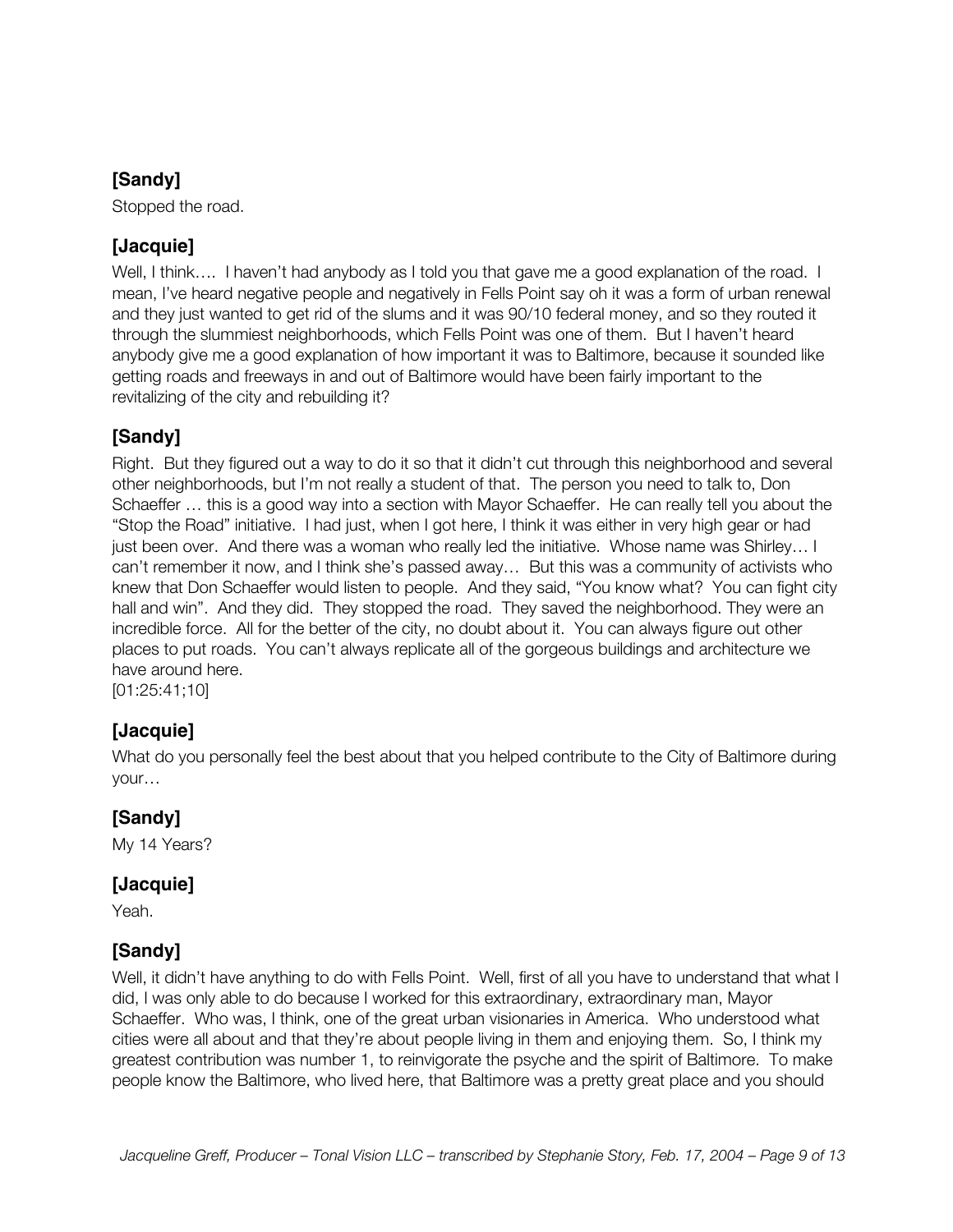### [Sandy]

Stopped the road.

### [Jacquie]

Well, I think…. I haven't had anybody as I told you that gave me a good explanation of the road. I mean, I've heard negative people and negatively in Fells Point say oh it was a form of urban renewal and they just wanted to get rid of the slums and it was 90/10 federal money, and so they routed it through the slummiest neighborhoods, which Fells Point was one of them. But I haven't heard anybody give me a good explanation of how important it was to Baltimore, because it sounded like getting roads and freeways in and out of Baltimore would have been fairly important to the revitalizing of the city and rebuilding it?

### [Sandy]

Right. But they figured out a way to do it so that it didn't cut through this neighborhood and several other neighborhoods, but I'm not really a student of that. The person you need to talk to, Don Schaeffer … this is a good way into a section with Mayor Schaeffer. He can really tell you about the "Stop the Road" initiative. I had just, when I got here, I think it was either in very high gear or had just been over. And there was a woman who really led the initiative. Whose name was Shirley… I can't remember it now, and I think she's passed away… But this was a community of activists who knew that Don Schaeffer would listen to people. And they said, "You know what? You can fight city hall and win". And they did. They stopped the road. They saved the neighborhood. They were an incredible force. All for the better of the city, no doubt about it. You can always figure out other places to put roads. You can't always replicate all of the gorgeous buildings and architecture we have around here.
[01:25:41;10]

### [Jacquie]

What do you personally feel the best about that you helped contribute to the City of Baltimore during your…

### [Sandy]

My 14 Years?

### [Jacquie]

Yeah.

### [Sandy]

Well, it didn't have anything to do with Fells Point. Well, first of all you have to understand that what I did, I was only able to do because I worked for this extraordinary, extraordinary man, Mayor Schaeffer. Who was, I think, one of the great urban visionaries in America. Who understood what cities were all about and that they're about people living in them and enjoying them. So, I think my greatest contribution was number 1, to reinvigorate the psyche and the spirit of Baltimore. To make people know the Baltimore, who lived here, that Baltimore was a pretty great place and you should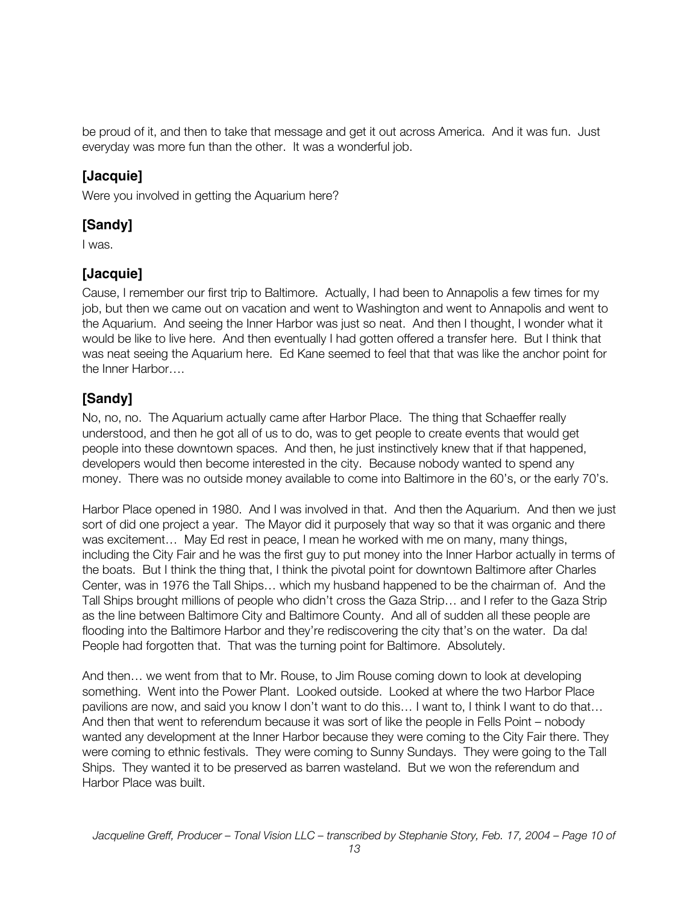be proud of it, and then to take that message and get it out across America. And it was fun. Just everyday was more fun than the other. It was a wonderful job.

## [Jacquie]

Were you involved in getting the Aquarium here?

## [Sandy]

I was.

## [Jacquie]

Cause, I remember our first trip to Baltimore. Actually, I had been to Annapolis a few times for my job, but then we came out on vacation and went to Washington and went to Annapolis and went to the Aquarium. And seeing the Inner Harbor was just so neat. And then I thought, I wonder what it would be like to live here. And then eventually I had gotten offered a transfer here. But I think that was neat seeing the Aquarium here. Ed Kane seemed to feel that that was like the anchor point for the Inner Harbor….

## [Sandy]

No, no, no. The Aquarium actually came after Harbor Place. The thing that Schaeffer really understood, and then he got all of us to do, was to get people to create events that would get people into these downtown spaces. And then, he just instinctively knew that if that happened, developers would then become interested in the city. Because nobody wanted to spend any money. There was no outside money available to come into Baltimore in the 60's, or the early 70's.

Harbor Place opened in 1980. And I was involved in that. And then the Aquarium. And then we just sort of did one project a year. The Mayor did it purposely that way so that it was organic and there was excitement… May Ed rest in peace, I mean he worked with me on many, many things, including the City Fair and he was the first guy to put money into the Inner Harbor actually in terms of the boats. But I think the thing that, I think the pivotal point for downtown Baltimore after Charles Center, was in 1976 the Tall Ships… which my husband happened to be the chairman of. And the Tall Ships brought millions of people who didn't cross the Gaza Strip… and I refer to the Gaza Strip as the line between Baltimore City and Baltimore County. And all of sudden all these people are flooding into the Baltimore Harbor and they're rediscovering the city that's on the water. Da da! People had forgotten that. That was the turning point for Baltimore. Absolutely.

And then… we went from that to Mr. Rouse, to Jim Rouse coming down to look at developing something. Went into the Power Plant. Looked outside. Looked at where the two Harbor Place pavilions are now, and said you know I don't want to do this… I want to, I think I want to do that… And then that went to referendum because it was sort of like the people in Fells Point – nobody wanted any development at the Inner Harbor because they were coming to the City Fair there. They were coming to ethnic festivals. They were coming to Sunny Sundays. They were going to the Tall Ships. They wanted it to be preserved as barren wasteland. But we won the referendum and Harbor Place was built.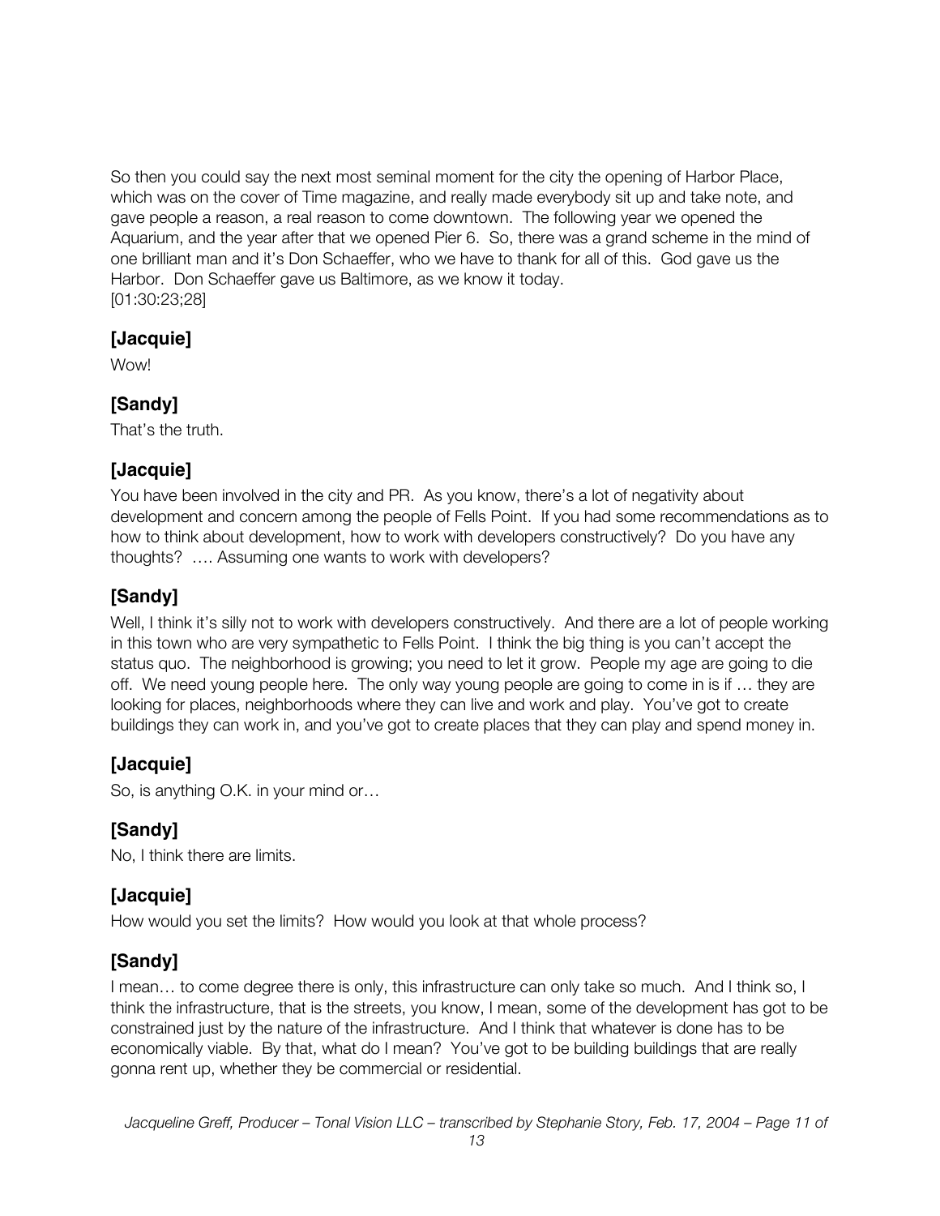So then you could say the next most seminal moment for the city the opening of Harbor Place, which was on the cover of Time magazine, and really made everybody sit up and take note, and gave people a reason, a real reason to come downtown. The following year we opened the Aquarium, and the year after that we opened Pier 6. So, there was a grand scheme in the mind of one brilliant man and it's Don Schaeffer, who we have to thank for all of this. God gave us the Harbor. Don Schaeffer gave us Baltimore, as we know it today.
[01:30:23;28]

## [Jacquie]

Wow!

## [Sandy]

That's the truth.

## [Jacquie]

You have been involved in the city and PR. As you know, there's a lot of negativity about development and concern among the people of Fells Point. If you had some recommendations as to how to think about development, how to work with developers constructively? Do you have any thoughts? …. Assuming one wants to work with developers?

## [Sandy]

Well, I think it's silly not to work with developers constructively. And there are a lot of people working in this town who are very sympathetic to Fells Point. I think the big thing is you can't accept the status quo. The neighborhood is growing; you need to let it grow. People my age are going to die off. We need young people here. The only way young people are going to come in is if … they are looking for places, neighborhoods where they can live and work and play. You've got to create buildings they can work in, and you've got to create places that they can play and spend money in.

## [Jacquie]

So, is anything O.K. in your mind or…

## [Sandy]

No, I think there are limits.

## [Jacquie]

How would you set the limits? How would you look at that whole process?

## [Sandy]

I mean… to come degree there is only, this infrastructure can only take so much. And I think so, I think the infrastructure, that is the streets, you know, I mean, some of the development has got to be constrained just by the nature of the infrastructure. And I think that whatever is done has to be economically viable. By that, what do I mean? You've got to be building buildings that are really gonna rent up, whether they be commercial or residential.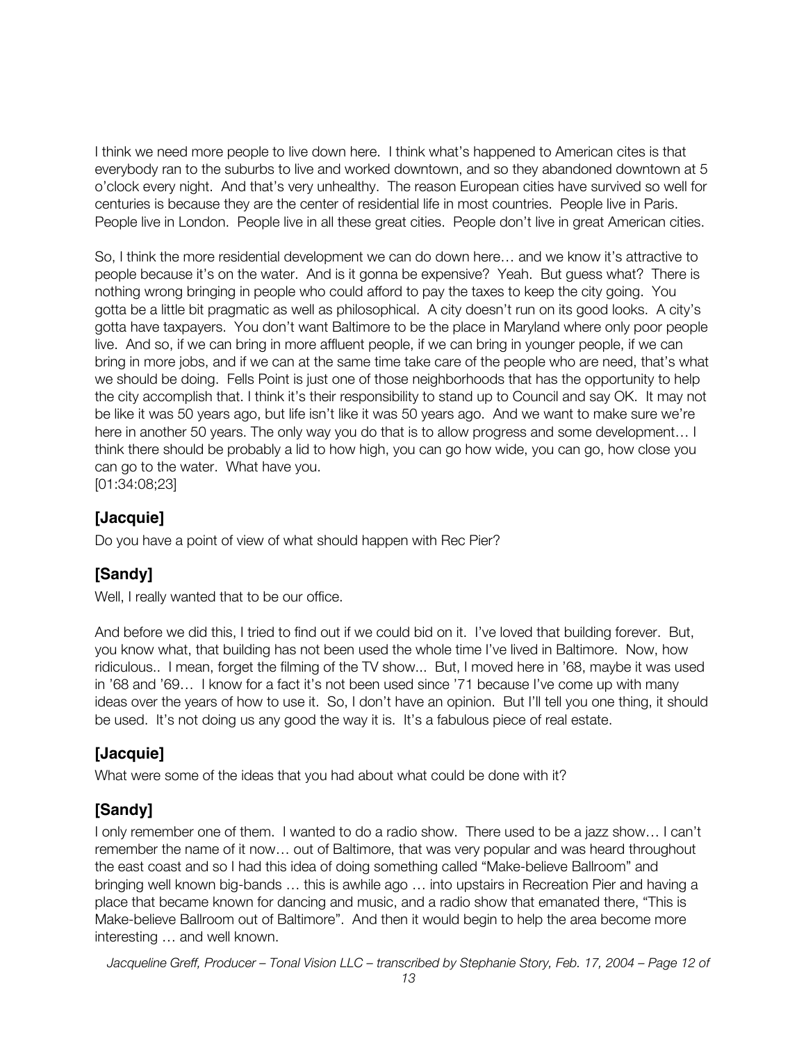I think we need more people to live down here. I think what's happened to American cites is that everybody ran to the suburbs to live and worked downtown, and so they abandoned downtown at 5 o'clock every night. And that's very unhealthy. The reason European cities have survived so well for centuries is because they are the center of residential life in most countries. People live in Paris. People live in London. People live in all these great cities. People don't live in great American cities.

So, I think the more residential development we can do down here… and we know it's attractive to people because it's on the water. And is it gonna be expensive? Yeah. But guess what? There is nothing wrong bringing in people who could afford to pay the taxes to keep the city going. You gotta be a little bit pragmatic as well as philosophical. A city doesn't run on its good looks. A city's gotta have taxpayers. You don't want Baltimore to be the place in Maryland where only poor people live. And so, if we can bring in more affluent people, if we can bring in younger people, if we can bring in more jobs, and if we can at the same time take care of the people who are need, that's what we should be doing. Fells Point is just one of those neighborhoods that has the opportunity to help the city accomplish that. I think it's their responsibility to stand up to Council and say OK. It may not be like it was 50 years ago, but life isn't like it was 50 years ago. And we want to make sure we're here in another 50 years. The only way you do that is to allow progress and some development… I think there should be probably a lid to how high, you can go how wide, you can go, how close you can go to the water. What have you.
[01:34:08;23]

## [Jacquie]

Do you have a point of view of what should happen with Rec Pier?

## [Sandy]

Well, I really wanted that to be our office.

And before we did this, I tried to find out if we could bid on it. I've loved that building forever. But, you know what, that building has not been used the whole time I've lived in Baltimore. Now, how ridiculous.. I mean, forget the filming of the TV show... But, I moved here in '68, maybe it was used in '68 and '69… I know for a fact it's not been used since '71 because I've come up with many ideas over the years of how to use it. So, I don't have an opinion. But I'll tell you one thing, it should be used. It's not doing us any good the way it is. It's a fabulous piece of real estate.

## [Jacquie]

What were some of the ideas that you had about what could be done with it?

## [Sandy]

I only remember one of them. I wanted to do a radio show. There used to be a jazz show… I can't remember the name of it now… out of Baltimore, that was very popular and was heard throughout the east coast and so I had this idea of doing something called "Make-believe Ballroom" and bringing well known big-bands … this is awhile ago … into upstairs in Recreation Pier and having a place that became known for dancing and music, and a radio show that emanated there, "This is Make-believe Ballroom out of Baltimore". And then it would begin to help the area become more interesting … and well known.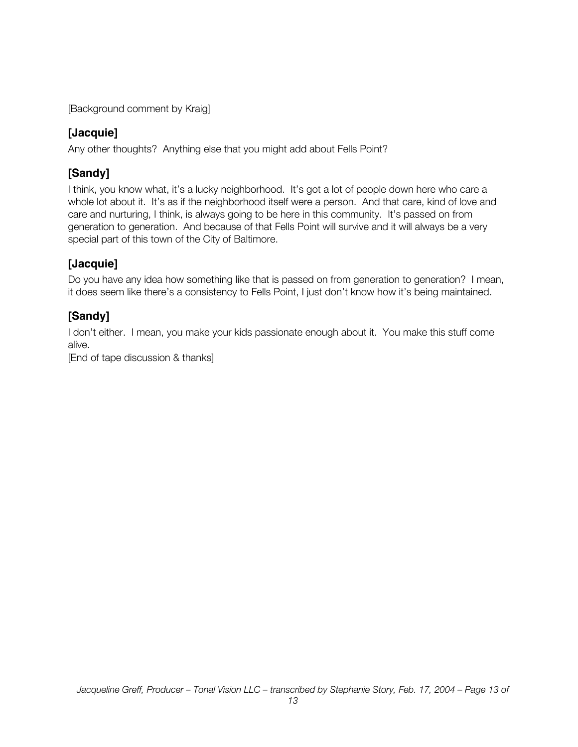[Background comment by Kraig]

## [Jacquie]

Any other thoughts? Anything else that you might add about Fells Point?

## [Sandy]

I think, you know what, it's a lucky neighborhood. It's got a lot of people down here who care a whole lot about it. It's as if the neighborhood itself were a person. And that care, kind of love and care and nurturing, I think, is always going to be here in this community. It's passed on from generation to generation. And because of that Fells Point will survive and it will always be a very special part of this town of the City of Baltimore.

## [Jacquie]

Do you have any idea how something like that is passed on from generation to generation? I mean, it does seem like there's a consistency to Fells Point, I just don't know how it's being maintained.

## [Sandy]

I don't either. I mean, you make your kids passionate enough about it. You make this stuff come alive.
[End of tape discussion & thanks]